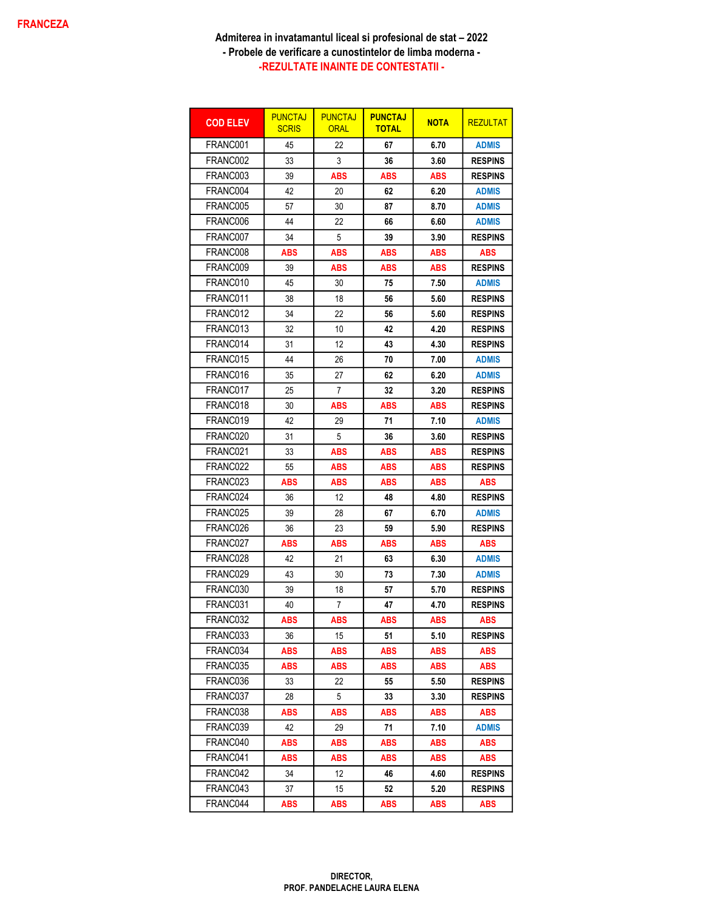FRANCEZA

**Admiterea in invatamantul liceal si profesional de stat – 2022**
**- Probele de verificare a cunostintelor de limba moderna -**
**-REZULTATE INAINTE DE CONTESTATII -**

| COD ELEV | PUNCTAJ SCRIS | PUNCTAJ ORAL | PUNCTAJ TOTAL | NOTA | REZULTAT |
|---|---|---|---|---|---|
| FRANC001 | 45 | 22 | 67 | 6.70 | ADMIS |
| FRANC002 | 33 | 3 | 36 | 3.60 | RESPINS |
| FRANC003 | 39 | ABS | ABS | ABS | RESPINS |
| FRANC004 | 42 | 20 | 62 | 6.20 | ADMIS |
| FRANC005 | 57 | 30 | 87 | 8.70 | ADMIS |
| FRANC006 | 44 | 22 | 66 | 6.60 | ADMIS |
| FRANC007 | 34 | 5 | 39 | 3.90 | RESPINS |
| FRANC008 | ABS | ABS | ABS | ABS | ABS |
| FRANC009 | 39 | ABS | ABS | ABS | RESPINS |
| FRANC010 | 45 | 30 | 75 | 7.50 | ADMIS |
| FRANC011 | 38 | 18 | 56 | 5.60 | RESPINS |
| FRANC012 | 34 | 22 | 56 | 5.60 | RESPINS |
| FRANC013 | 32 | 10 | 42 | 4.20 | RESPINS |
| FRANC014 | 31 | 12 | 43 | 4.30 | RESPINS |
| FRANC015 | 44 | 26 | 70 | 7.00 | ADMIS |
| FRANC016 | 35 | 27 | 62 | 6.20 | ADMIS |
| FRANC017 | 25 | 7 | 32 | 3.20 | RESPINS |
| FRANC018 | 30 | ABS | ABS | ABS | RESPINS |
| FRANC019 | 42 | 29 | 71 | 7.10 | ADMIS |
| FRANC020 | 31 | 5 | 36 | 3.60 | RESPINS |
| FRANC021 | 33 | ABS | ABS | ABS | RESPINS |
| FRANC022 | 55 | ABS | ABS | ABS | RESPINS |
| FRANC023 | ABS | ABS | ABS | ABS | ABS |
| FRANC024 | 36 | 12 | 48 | 4.80 | RESPINS |
| FRANC025 | 39 | 28 | 67 | 6.70 | ADMIS |
| FRANC026 | 36 | 23 | 59 | 5.90 | RESPINS |
| FRANC027 | ABS | ABS | ABS | ABS | ABS |
| FRANC028 | 42 | 21 | 63 | 6.30 | ADMIS |
| FRANC029 | 43 | 30 | 73 | 7.30 | ADMIS |
| FRANC030 | 39 | 18 | 57 | 5.70 | RESPINS |
| FRANC031 | 40 | 7 | 47 | 4.70 | RESPINS |
| FRANC032 | ABS | ABS | ABS | ABS | ABS |
| FRANC033 | 36 | 15 | 51 | 5.10 | RESPINS |
| FRANC034 | ABS | ABS | ABS | ABS | ABS |
| FRANC035 | ABS | ABS | ABS | ABS | ABS |
| FRANC036 | 33 | 22 | 55 | 5.50 | RESPINS |
| FRANC037 | 28 | 5 | 33 | 3.30 | RESPINS |
| FRANC038 | ABS | ABS | ABS | ABS | ABS |
| FRANC039 | 42 | 29 | 71 | 7.10 | ADMIS |
| FRANC040 | ABS | ABS | ABS | ABS | ABS |
| FRANC041 | ABS | ABS | ABS | ABS | ABS |
| FRANC042 | 34 | 12 | 46 | 4.60 | RESPINS |
| FRANC043 | 37 | 15 | 52 | 5.20 | RESPINS |
| FRANC044 | ABS | ABS | ABS | ABS | ABS |

**DIRECTOR,**
**PROF. PANDELACHE LAURA ELENA**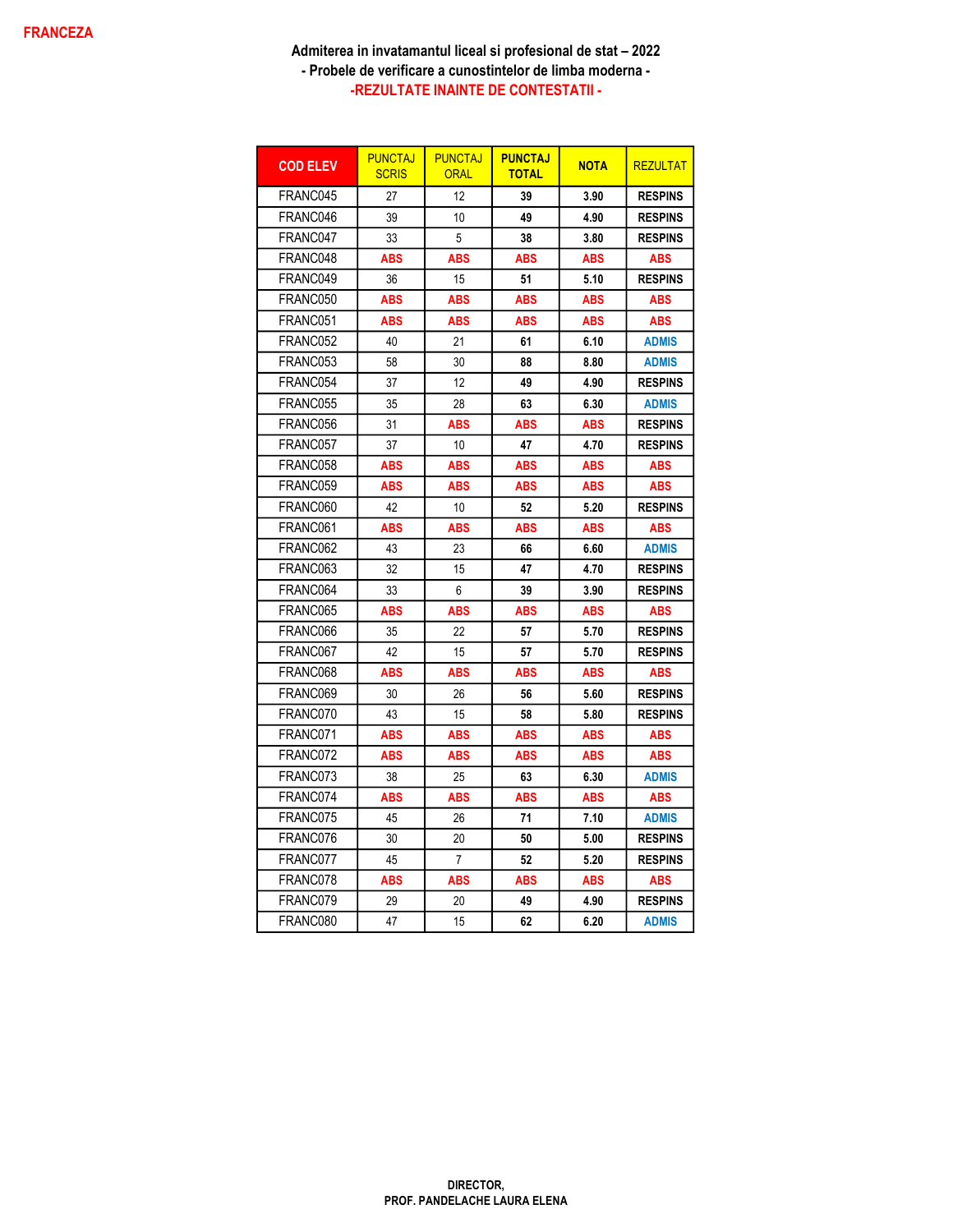**FRANCEZA**

**Admiterea in invatamantul liceal si profesional de stat – 2022**
**- Probele de verificare a cunostintelor de limba moderna -**
**-REZULTATE INAINTE DE CONTESTATII -**

| COD ELEV | PUNCTAJ SCRIS | PUNCTAJ ORAL | PUNCTAJ TOTAL | NOTA | REZULTAT |
|---|---|---|---|---|---|
| FRANC045 | 27 | 12 | 39 | 3.90 | RESPINS |
| FRANC046 | 39 | 10 | 49 | 4.90 | RESPINS |
| FRANC047 | 33 | 5 | 38 | 3.80 | RESPINS |
| FRANC048 | ABS | ABS | ABS | ABS | ABS |
| FRANC049 | 36 | 15 | 51 | 5.10 | RESPINS |
| FRANC050 | ABS | ABS | ABS | ABS | ABS |
| FRANC051 | ABS | ABS | ABS | ABS | ABS |
| FRANC052 | 40 | 21 | 61 | 6.10 | ADMIS |
| FRANC053 | 58 | 30 | 88 | 8.80 | ADMIS |
| FRANC054 | 37 | 12 | 49 | 4.90 | RESPINS |
| FRANC055 | 35 | 28 | 63 | 6.30 | ADMIS |
| FRANC056 | 31 | ABS | ABS | ABS | RESPINS |
| FRANC057 | 37 | 10 | 47 | 4.70 | RESPINS |
| FRANC058 | ABS | ABS | ABS | ABS | ABS |
| FRANC059 | ABS | ABS | ABS | ABS | ABS |
| FRANC060 | 42 | 10 | 52 | 5.20 | RESPINS |
| FRANC061 | ABS | ABS | ABS | ABS | ABS |
| FRANC062 | 43 | 23 | 66 | 6.60 | ADMIS |
| FRANC063 | 32 | 15 | 47 | 4.70 | RESPINS |
| FRANC064 | 33 | 6 | 39 | 3.90 | RESPINS |
| FRANC065 | ABS | ABS | ABS | ABS | ABS |
| FRANC066 | 35 | 22 | 57 | 5.70 | RESPINS |
| FRANC067 | 42 | 15 | 57 | 5.70 | RESPINS |
| FRANC068 | ABS | ABS | ABS | ABS | ABS |
| FRANC069 | 30 | 26 | 56 | 5.60 | RESPINS |
| FRANC070 | 43 | 15 | 58 | 5.80 | RESPINS |
| FRANC071 | ABS | ABS | ABS | ABS | ABS |
| FRANC072 | ABS | ABS | ABS | ABS | ABS |
| FRANC073 | 38 | 25 | 63 | 6.30 | ADMIS |
| FRANC074 | ABS | ABS | ABS | ABS | ABS |
| FRANC075 | 45 | 26 | 71 | 7.10 | ADMIS |
| FRANC076 | 30 | 20 | 50 | 5.00 | RESPINS |
| FRANC077 | 45 | 7 | 52 | 5.20 | RESPINS |
| FRANC078 | ABS | ABS | ABS | ABS | ABS |
| FRANC079 | 29 | 20 | 49 | 4.90 | RESPINS |
| FRANC080 | 47 | 15 | 62 | 6.20 | ADMIS |

**DIRECTOR,**
**PROF. PANDELACHE LAURA ELENA**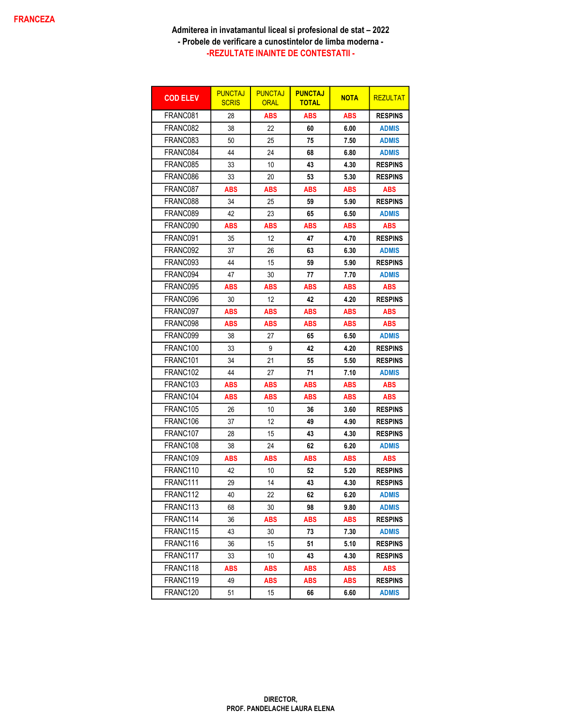FRANCEZA

**Admiterea in invatamantul liceal si profesional de stat – 2022**
**- Probele de verificare a cunostintelor de limba moderna -**
**-REZULTATE INAINTE DE CONTESTATII -**

| COD ELEV | PUNCTAJ SCRIS | PUNCTAJ ORAL | PUNCTAJ TOTAL | NOTA | REZULTAT |
|---|---|---|---|---|---|
| FRANC081 | 28 | ABS | ABS | ABS | RESPINS |
| FRANC082 | 38 | 22 | 60 | 6.00 | ADMIS |
| FRANC083 | 50 | 25 | 75 | 7.50 | ADMIS |
| FRANC084 | 44 | 24 | 68 | 6.80 | ADMIS |
| FRANC085 | 33 | 10 | 43 | 4.30 | RESPINS |
| FRANC086 | 33 | 20 | 53 | 5.30 | RESPINS |
| FRANC087 | ABS | ABS | ABS | ABS | ABS |
| FRANC088 | 34 | 25 | 59 | 5.90 | RESPINS |
| FRANC089 | 42 | 23 | 65 | 6.50 | ADMIS |
| FRANC090 | ABS | ABS | ABS | ABS | ABS |
| FRANC091 | 35 | 12 | 47 | 4.70 | RESPINS |
| FRANC092 | 37 | 26 | 63 | 6.30 | ADMIS |
| FRANC093 | 44 | 15 | 59 | 5.90 | RESPINS |
| FRANC094 | 47 | 30 | 77 | 7.70 | ADMIS |
| FRANC095 | ABS | ABS | ABS | ABS | ABS |
| FRANC096 | 30 | 12 | 42 | 4.20 | RESPINS |
| FRANC097 | ABS | ABS | ABS | ABS | ABS |
| FRANC098 | ABS | ABS | ABS | ABS | ABS |
| FRANC099 | 38 | 27 | 65 | 6.50 | ADMIS |
| FRANC100 | 33 | 9 | 42 | 4.20 | RESPINS |
| FRANC101 | 34 | 21 | 55 | 5.50 | RESPINS |
| FRANC102 | 44 | 27 | 71 | 7.10 | ADMIS |
| FRANC103 | ABS | ABS | ABS | ABS | ABS |
| FRANC104 | ABS | ABS | ABS | ABS | ABS |
| FRANC105 | 26 | 10 | 36 | 3.60 | RESPINS |
| FRANC106 | 37 | 12 | 49 | 4.90 | RESPINS |
| FRANC107 | 28 | 15 | 43 | 4.30 | RESPINS |
| FRANC108 | 38 | 24 | 62 | 6.20 | ADMIS |
| FRANC109 | ABS | ABS | ABS | ABS | ABS |
| FRANC110 | 42 | 10 | 52 | 5.20 | RESPINS |
| FRANC111 | 29 | 14 | 43 | 4.30 | RESPINS |
| FRANC112 | 40 | 22 | 62 | 6.20 | ADMIS |
| FRANC113 | 68 | 30 | 98 | 9.80 | ADMIS |
| FRANC114 | 36 | ABS | ABS | ABS | RESPINS |
| FRANC115 | 43 | 30 | 73 | 7.30 | ADMIS |
| FRANC116 | 36 | 15 | 51 | 5.10 | RESPINS |
| FRANC117 | 33 | 10 | 43 | 4.30 | RESPINS |
| FRANC118 | ABS | ABS | ABS | ABS | ABS |
| FRANC119 | 49 | ABS | ABS | ABS | RESPINS |
| FRANC120 | 51 | 15 | 66 | 6.60 | ADMIS |

**DIRECTOR,**
**PROF. PANDELACHE LAURA ELENA**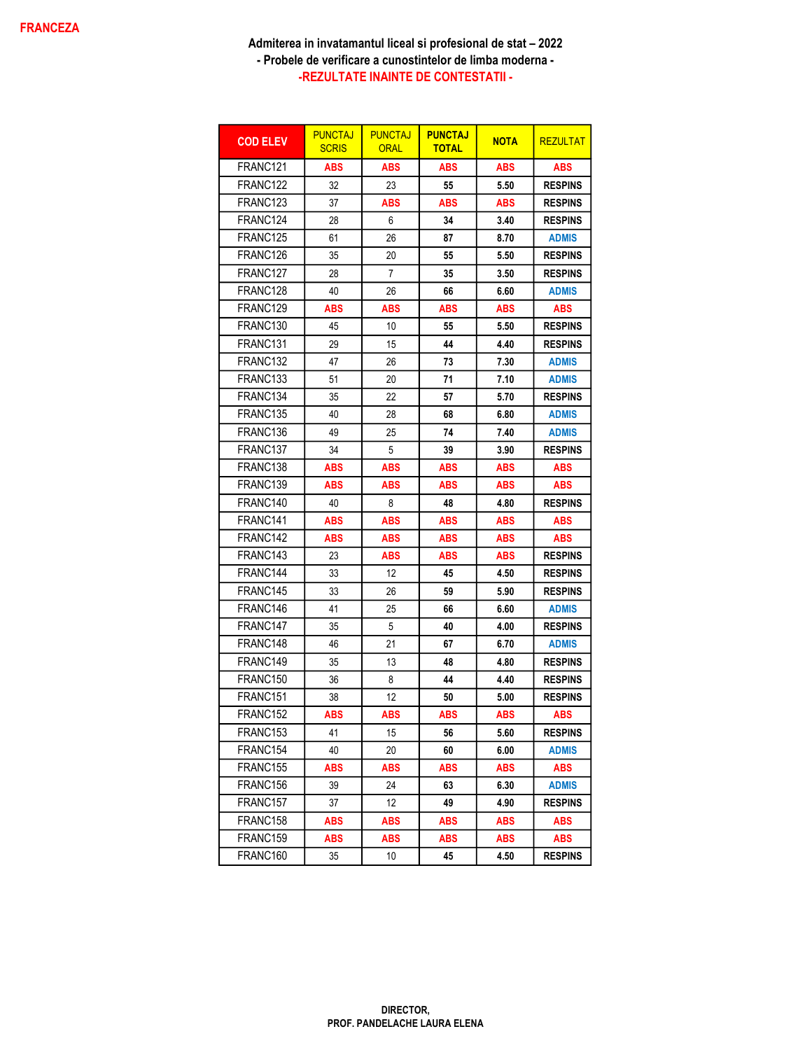**FRANCEZA**

**Admiterea in invatamantul liceal si profesional de stat – 2022**
**- Probele de verificare a cunostintelor de limba moderna -**
**-REZULTATE INAINTE DE CONTESTATII -**

| COD ELEV | PUNCTAJ SCRIS | PUNCTAJ ORAL | PUNCTAJ TOTAL | NOTA | REZULTAT |
|---|---|---|---|---|---|
| FRANC121 | ABS | ABS | ABS | ABS | ABS |
| FRANC122 | 32 | 23 | 55 | 5.50 | RESPINS |
| FRANC123 | 37 | ABS | ABS | ABS | RESPINS |
| FRANC124 | 28 | 6 | 34 | 3.40 | RESPINS |
| FRANC125 | 61 | 26 | 87 | 8.70 | ADMIS |
| FRANC126 | 35 | 20 | 55 | 5.50 | RESPINS |
| FRANC127 | 28 | 7 | 35 | 3.50 | RESPINS |
| FRANC128 | 40 | 26 | 66 | 6.60 | ADMIS |
| FRANC129 | ABS | ABS | ABS | ABS | ABS |
| FRANC130 | 45 | 10 | 55 | 5.50 | RESPINS |
| FRANC131 | 29 | 15 | 44 | 4.40 | RESPINS |
| FRANC132 | 47 | 26 | 73 | 7.30 | ADMIS |
| FRANC133 | 51 | 20 | 71 | 7.10 | ADMIS |
| FRANC134 | 35 | 22 | 57 | 5.70 | RESPINS |
| FRANC135 | 40 | 28 | 68 | 6.80 | ADMIS |
| FRANC136 | 49 | 25 | 74 | 7.40 | ADMIS |
| FRANC137 | 34 | 5 | 39 | 3.90 | RESPINS |
| FRANC138 | ABS | ABS | ABS | ABS | ABS |
| FRANC139 | ABS | ABS | ABS | ABS | ABS |
| FRANC140 | 40 | 8 | 48 | 4.80 | RESPINS |
| FRANC141 | ABS | ABS | ABS | ABS | ABS |
| FRANC142 | ABS | ABS | ABS | ABS | ABS |
| FRANC143 | 23 | ABS | ABS | ABS | RESPINS |
| FRANC144 | 33 | 12 | 45 | 4.50 | RESPINS |
| FRANC145 | 33 | 26 | 59 | 5.90 | RESPINS |
| FRANC146 | 41 | 25 | 66 | 6.60 | ADMIS |
| FRANC147 | 35 | 5 | 40 | 4.00 | RESPINS |
| FRANC148 | 46 | 21 | 67 | 6.70 | ADMIS |
| FRANC149 | 35 | 13 | 48 | 4.80 | RESPINS |
| FRANC150 | 36 | 8 | 44 | 4.40 | RESPINS |
| FRANC151 | 38 | 12 | 50 | 5.00 | RESPINS |
| FRANC152 | ABS | ABS | ABS | ABS | ABS |
| FRANC153 | 41 | 15 | 56 | 5.60 | RESPINS |
| FRANC154 | 40 | 20 | 60 | 6.00 | ADMIS |
| FRANC155 | ABS | ABS | ABS | ABS | ABS |
| FRANC156 | 39 | 24 | 63 | 6.30 | ADMIS |
| FRANC157 | 37 | 12 | 49 | 4.90 | RESPINS |
| FRANC158 | ABS | ABS | ABS | ABS | ABS |
| FRANC159 | ABS | ABS | ABS | ABS | ABS |
| FRANC160 | 35 | 10 | 45 | 4.50 | RESPINS |

**DIRECTOR,**
**PROF. PANDELACHE LAURA ELENA**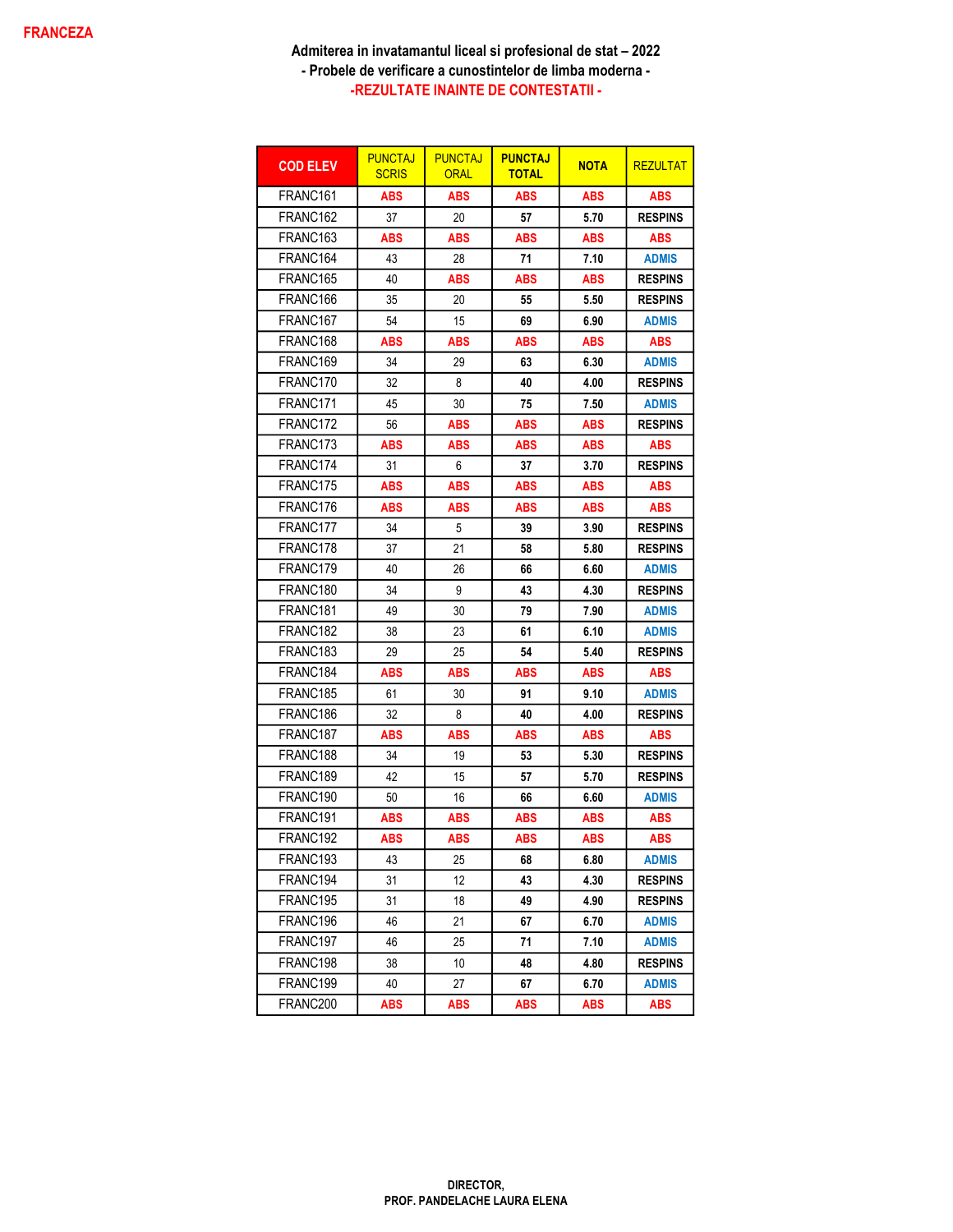FRANCEZA

**Admiterea in invatamantul liceal si profesional de stat – 2022**
**- Probele de verificare a cunostintelor de limba moderna -**
**-REZULTATE INAINTE DE CONTESTATII -**

| COD ELEV | PUNCTAJ SCRIS | PUNCTAJ ORAL | PUNCTAJ TOTAL | NOTA | REZULTAT |
|---|---|---|---|---|---|
| FRANC161 | ABS | ABS | ABS | ABS | ABS |
| FRANC162 | 37 | 20 | 57 | 5.70 | RESPINS |
| FRANC163 | ABS | ABS | ABS | ABS | ABS |
| FRANC164 | 43 | 28 | 71 | 7.10 | ADMIS |
| FRANC165 | 40 | ABS | ABS | ABS | RESPINS |
| FRANC166 | 35 | 20 | 55 | 5.50 | RESPINS |
| FRANC167 | 54 | 15 | 69 | 6.90 | ADMIS |
| FRANC168 | ABS | ABS | ABS | ABS | ABS |
| FRANC169 | 34 | 29 | 63 | 6.30 | ADMIS |
| FRANC170 | 32 | 8 | 40 | 4.00 | RESPINS |
| FRANC171 | 45 | 30 | 75 | 7.50 | ADMIS |
| FRANC172 | 56 | ABS | ABS | ABS | RESPINS |
| FRANC173 | ABS | ABS | ABS | ABS | ABS |
| FRANC174 | 31 | 6 | 37 | 3.70 | RESPINS |
| FRANC175 | ABS | ABS | ABS | ABS | ABS |
| FRANC176 | ABS | ABS | ABS | ABS | ABS |
| FRANC177 | 34 | 5 | 39 | 3.90 | RESPINS |
| FRANC178 | 37 | 21 | 58 | 5.80 | RESPINS |
| FRANC179 | 40 | 26 | 66 | 6.60 | ADMIS |
| FRANC180 | 34 | 9 | 43 | 4.30 | RESPINS |
| FRANC181 | 49 | 30 | 79 | 7.90 | ADMIS |
| FRANC182 | 38 | 23 | 61 | 6.10 | ADMIS |
| FRANC183 | 29 | 25 | 54 | 5.40 | RESPINS |
| FRANC184 | ABS | ABS | ABS | ABS | ABS |
| FRANC185 | 61 | 30 | 91 | 9.10 | ADMIS |
| FRANC186 | 32 | 8 | 40 | 4.00 | RESPINS |
| FRANC187 | ABS | ABS | ABS | ABS | ABS |
| FRANC188 | 34 | 19 | 53 | 5.30 | RESPINS |
| FRANC189 | 42 | 15 | 57 | 5.70 | RESPINS |
| FRANC190 | 50 | 16 | 66 | 6.60 | ADMIS |
| FRANC191 | ABS | ABS | ABS | ABS | ABS |
| FRANC192 | ABS | ABS | ABS | ABS | ABS |
| FRANC193 | 43 | 25 | 68 | 6.80 | ADMIS |
| FRANC194 | 31 | 12 | 43 | 4.30 | RESPINS |
| FRANC195 | 31 | 18 | 49 | 4.90 | RESPINS |
| FRANC196 | 46 | 21 | 67 | 6.70 | ADMIS |
| FRANC197 | 46 | 25 | 71 | 7.10 | ADMIS |
| FRANC198 | 38 | 10 | 48 | 4.80 | RESPINS |
| FRANC199 | 40 | 27 | 67 | 6.70 | ADMIS |
| FRANC200 | ABS | ABS | ABS | ABS | ABS |

**DIRECTOR,**
**PROF. PANDELACHE LAURA ELENA**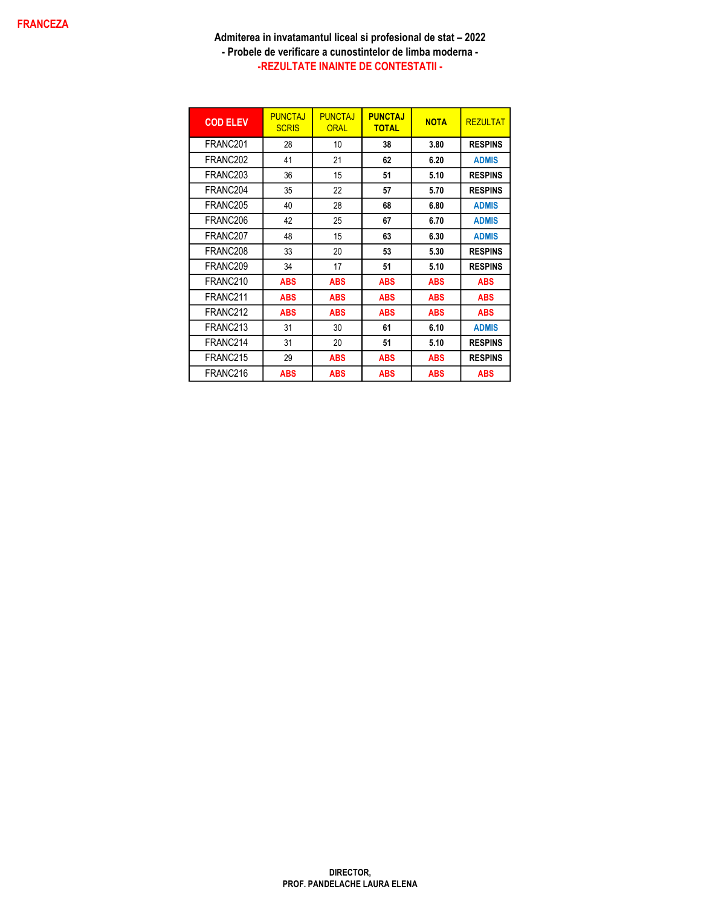**FRANCEZA**

**Admiterea in invatamantul liceal si profesional de stat – 2022**
**- Probele de verificare a cunostintelor de limba moderna -**
**-REZULTATE INAINTE DE CONTESTATII -**

| COD ELEV | PUNCTAJ SCRIS | PUNCTAJ ORAL | PUNCTAJ TOTAL | NOTA | REZULTAT |
|---|---|---|---|---|---|
| FRANC201 | 28 | 10 | **38** | **3.80** | **RESPINS** |
| FRANC202 | 41 | 21 | **62** | **6.20** | **ADMIS** |
| FRANC203 | 36 | 15 | **51** | **5.10** | **RESPINS** |
| FRANC204 | 35 | 22 | **57** | **5.70** | **RESPINS** |
| FRANC205 | 40 | 28 | **68** | **6.80** | **ADMIS** |
| FRANC206 | 42 | 25 | **67** | **6.70** | **ADMIS** |
| FRANC207 | 48 | 15 | **63** | **6.30** | **ADMIS** |
| FRANC208 | 33 | 20 | **53** | **5.30** | **RESPINS** |
| FRANC209 | 34 | 17 | **51** | **5.10** | **RESPINS** |
| FRANC210 | **ABS** | **ABS** | **ABS** | **ABS** | **ABS** |
| FRANC211 | **ABS** | **ABS** | **ABS** | **ABS** | **ABS** |
| FRANC212 | **ABS** | **ABS** | **ABS** | **ABS** | **ABS** |
| FRANC213 | 31 | 30 | **61** | **6.10** | **ADMIS** |
| FRANC214 | 31 | 20 | **51** | **5.10** | **RESPINS** |
| FRANC215 | 29 | **ABS** | **ABS** | **ABS** | **RESPINS** |
| FRANC216 | **ABS** | **ABS** | **ABS** | **ABS** | **ABS** |

**DIRECTOR,**
**PROF. PANDELACHE LAURA ELENA**